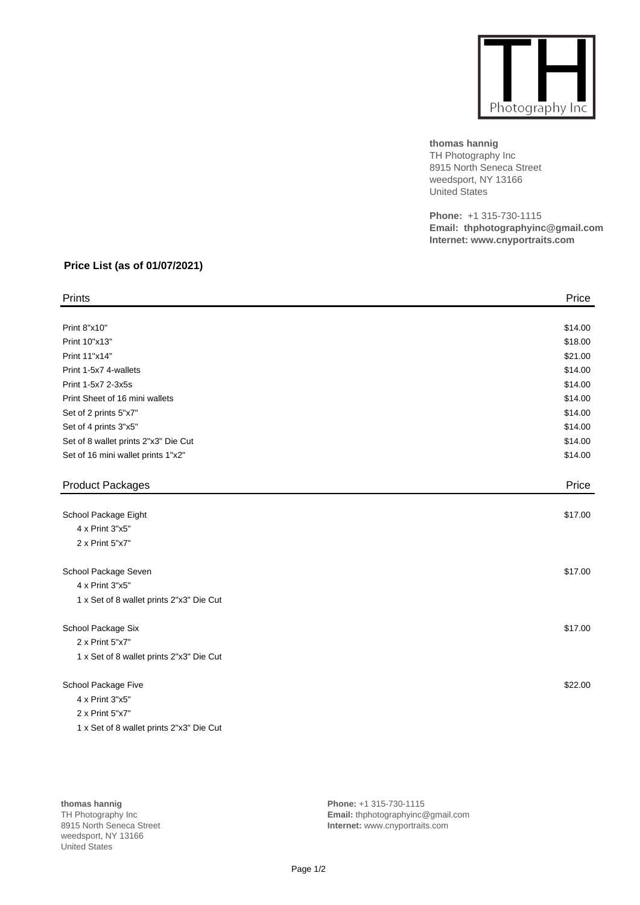TH Photography Inc

**thomas hannig**
TH Photography Inc
8915 North Seneca Street
weedsport, NY 13166
United States

**Phone:** +1 315-730-1115
**Email: thphotographyinc@gmail.com**
**Internet: www.cnyportraits.com**

## Price List (as of 01/07/2021)

| Prints | Price |
| --- | --- |
| Print 8"x10" | $14.00 |
| Print 10"x13" | $18.00 |
| Print 11"x14" | $21.00 |
| Print 1-5x7 4-wallets | $14.00 |
| Print 1-5x7 2-3x5s | $14.00 |
| Print Sheet of 16 mini wallets | $14.00 |
| Set of 2 prints 5"x7" | $14.00 |
| Set of 4 prints 3"x5" | $14.00 |
| Set of 8 wallet prints 2"x3" Die Cut | $14.00 |
| Set of 16 mini wallet prints 1"x2" | $14.00 |

| Product Packages | Price |
| --- | --- |
| School Package Eight | $17.00 |
| 4 x Print 3"x5" | |
| 2 x Print 5"x7" | |
| School Package Seven | $17.00 |
| 4 x Print 3"x5" | |
| 1 x Set of 8 wallet prints 2"x3" Die Cut | |
| School Package Six | $17.00 |
| 2 x Print 5"x7" | |
| 1 x Set of 8 wallet prints 2"x3" Die Cut | |
| School Package Five | $22.00 |
| 4 x Print 3"x5" | |
| 2 x Print 5"x7" | |
| 1 x Set of 8 wallet prints 2"x3" Die Cut | |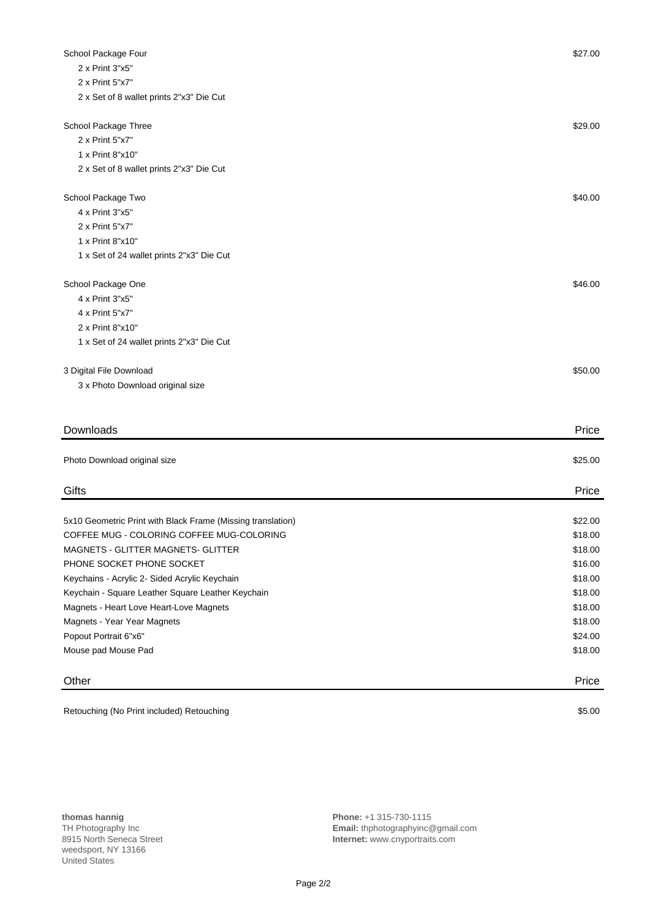| | |
|---|---|
| School Package Four | $27.00 |
| 2 x Print 3"x5" | |
| 2 x Print 5"x7" | |
| 2 x Set of 8 wallet prints 2"x3" Die Cut | |
| School Package Three | $29.00 |
| 2 x Print 5"x7" | |
| 1 x Print 8"x10" | |
| 2 x Set of 8 wallet prints 2"x3" Die Cut | |
| School Package Two | $40.00 |
| 4 x Print 3"x5" | |
| 2 x Print 5"x7" | |
| 1 x Print 8"x10" | |
| 1 x Set of 24 wallet prints 2"x3" Die Cut | |
| School Package One | $46.00 |
| 4 x Print 3"x5" | |
| 4 x Print 5"x7" | |
| 2 x Print 8"x10" | |
| 1 x Set of 24 wallet prints 2"x3" Die Cut | |
| 3 Digital File Download | $50.00 |
| 3 x Photo Download original size | |

| Downloads | Price |
|---|---|
| Photo Download original size | $25.00 |

| Gifts | Price |
|---|---|
| 5x10 Geometric Print with Black Frame (Missing translation) | $22.00 |
| COFFEE MUG - COLORING COFFEE MUG-COLORING | $18.00 |
| MAGNETS - GLITTER MAGNETS- GLITTER | $18.00 |
| PHONE SOCKET PHONE SOCKET | $16.00 |
| Keychains - Acrylic 2- Sided Acrylic Keychain | $18.00 |
| Keychain - Square Leather Square Leather Keychain | $18.00 |
| Magnets - Heart Love Heart-Love Magnets | $18.00 |
| Magnets - Year Year Magnets | $18.00 |
| Popout Portrait 6"x6" | $24.00 |
| Mouse pad Mouse Pad | $18.00 |

| Other | Price |
|---|---|
| Retouching (No Print included) Retouching | $5.00 |

**thomas hannig**
TH Photography Inc
8915 North Seneca Street
weedsport, NY 13166
United States

**Phone:** +1 315-730-1115
**Email:** thphotographyinc@gmail.com
**Internet:** www.cnyportraits.com